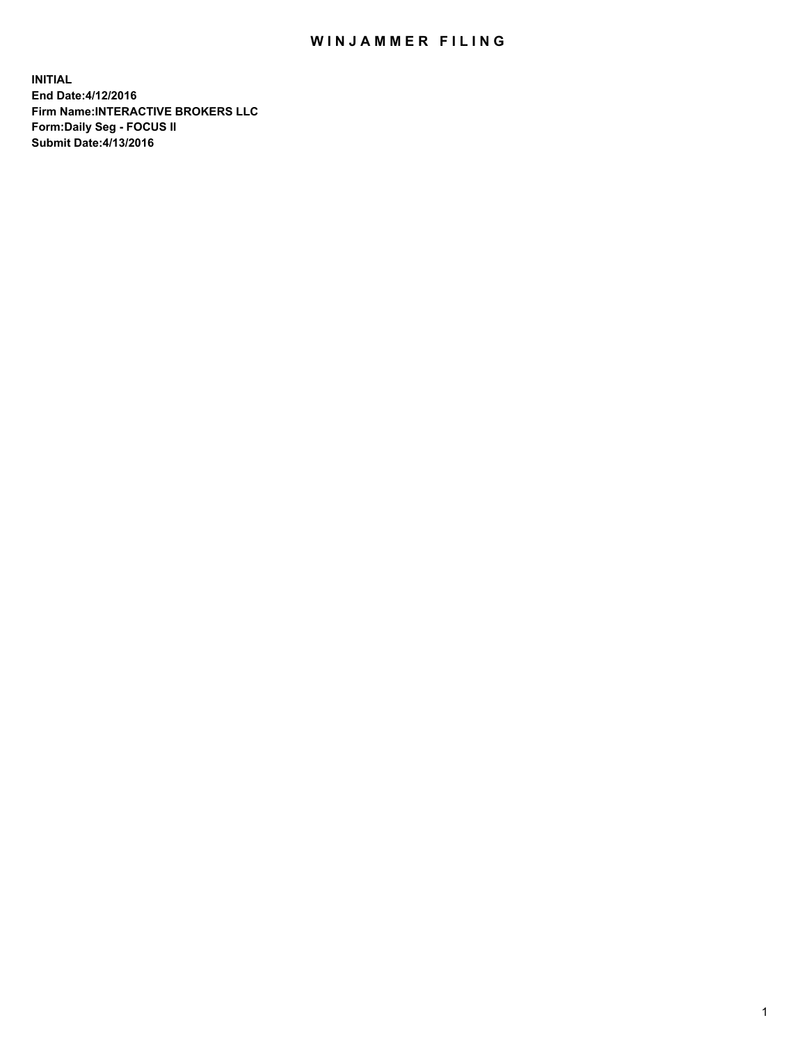# WINJAMMER FILING

**INITIAL**
**End Date:4/12/2016**
**Firm Name:INTERACTIVE BROKERS LLC**
**Form:Daily Seg - FOCUS II**
**Submit Date:4/13/2016**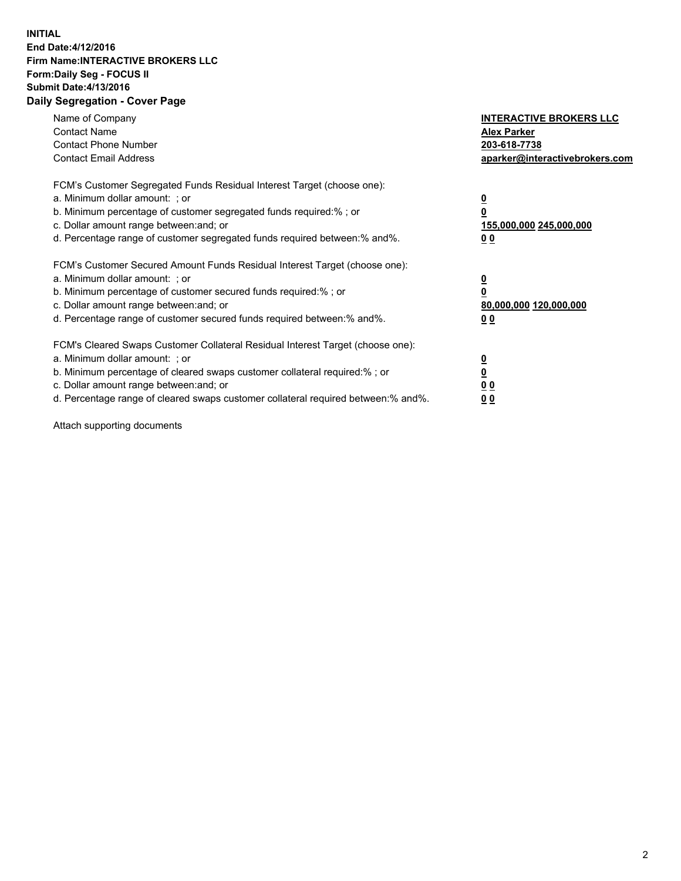**INITIAL**
**End Date:4/12/2016**
**Firm Name:INTERACTIVE BROKERS LLC**
**Form:Daily Seg - FOCUS II**
**Submit Date:4/13/2016**

## Daily Segregation - Cover Page

| | |
|---|---|
| Name of Company | **INTERACTIVE BROKERS LLC** |
| Contact Name | **Alex Parker** |
| Contact Phone Number | **203-618-7738** |
| Contact Email Address | **aparker@interactivebrokers.com** |

FCM's Customer Segregated Funds Residual Interest Target (choose one):

| | |
|---|---|
| a. Minimum dollar amount: ; or | **0** |
| b. Minimum percentage of customer segregated funds required:% ; or | **0** |
| c. Dollar amount range between:and; or | **155,000,000 245,000,000** |
| d. Percentage range of customer segregated funds required between:% and%. | **0 0** |

FCM's Customer Secured Amount Funds Residual Interest Target (choose one):

| | |
|---|---|
| a. Minimum dollar amount: ; or | **0** |
| b. Minimum percentage of customer secured funds required:% ; or | **0** |
| c. Dollar amount range between:and; or | **80,000,000 120,000,000** |
| d. Percentage range of customer secured funds required between:% and%. | **0 0** |

FCM's Cleared Swaps Customer Collateral Residual Interest Target (choose one):

| | |
|---|---|
| a. Minimum dollar amount: ; or | **0** |
| b. Minimum percentage of cleared swaps customer collateral required:% ; or | **0** |
| c. Dollar amount range between:and; or | **0 0** |
| d. Percentage range of cleared swaps customer collateral required between:% and%. | **0 0** |

Attach supporting documents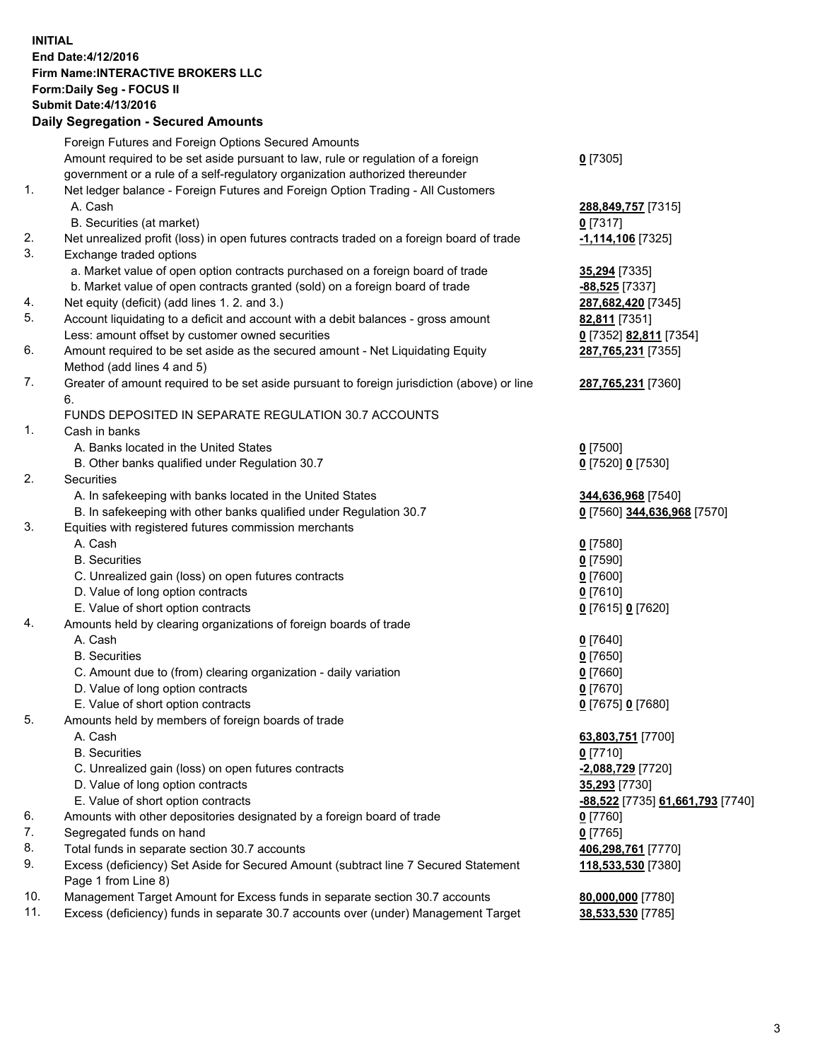**INITIAL**
**End Date:4/12/2016**
**Firm Name:INTERACTIVE BROKERS LLC**
**Form:Daily Seg - FOCUS II**
**Submit Date:4/13/2016**

## Daily Segregation - Secured Amounts

| | | |
|---|---|---|
| | Foreign Futures and Foreign Options Secured Amounts | |
| | Amount required to be set aside pursuant to law, rule or regulation of a foreign government or a rule of a self-regulatory organization authorized thereunder | **0** [7305] |
| 1. | Net ledger balance - Foreign Futures and Foreign Option Trading - All Customers | |
| | A. Cash | **288,849,757** [7315] |
| | B. Securities (at market) | **0** [7317] |
| 2. | Net unrealized profit (loss) in open futures contracts traded on a foreign board of trade | **-1,114,106** [7325] |
| 3. | Exchange traded options | |
| | a. Market value of open option contracts purchased on a foreign board of trade | **35,294** [7335] |
| | b. Market value of open contracts granted (sold) on a foreign board of trade | **-88,525** [7337] |
| 4. | Net equity (deficit) (add lines 1. 2. and 3.) | **287,682,420** [7345] |
| 5. | Account liquidating to a deficit and account with a debit balances - gross amount | **82,811** [7351] |
| | Less: amount offset by customer owned securities | **0** [7352] **82,811** [7354] |
| 6. | Amount required to be set aside as the secured amount - Net Liquidating Equity Method (add lines 4 and 5) | **287,765,231** [7355] |
| 7. | Greater of amount required to be set aside pursuant to foreign jurisdiction (above) or line 6. | **287,765,231** [7360] |
| | FUNDS DEPOSITED IN SEPARATE REGULATION 30.7 ACCOUNTS | |
| 1. | Cash in banks | |
| | A. Banks located in the United States | **0** [7500] |
| | B. Other banks qualified under Regulation 30.7 | **0** [7520] **0** [7530] |
| 2. | Securities | |
| | A. In safekeeping with banks located in the United States | **344,636,968** [7540] |
| | B. In safekeeping with other banks qualified under Regulation 30.7 | **0** [7560] **344,636,968** [7570] |
| 3. | Equities with registered futures commission merchants | |
| | A. Cash | **0** [7580] |
| | B. Securities | **0** [7590] |
| | C. Unrealized gain (loss) on open futures contracts | **0** [7600] |
| | D. Value of long option contracts | **0** [7610] |
| | E. Value of short option contracts | **0** [7615] **0** [7620] |
| 4. | Amounts held by clearing organizations of foreign boards of trade | |
| | A. Cash | **0** [7640] |
| | B. Securities | **0** [7650] |
| | C. Amount due to (from) clearing organization - daily variation | **0** [7660] |
| | D. Value of long option contracts | **0** [7670] |
| | E. Value of short option contracts | **0** [7675] **0** [7680] |
| 5. | Amounts held by members of foreign boards of trade | |
| | A. Cash | **63,803,751** [7700] |
| | B. Securities | **0** [7710] |
| | C. Unrealized gain (loss) on open futures contracts | **-2,088,729** [7720] |
| | D. Value of long option contracts | **35,293** [7730] |
| | E. Value of short option contracts | **-88,522** [7735] **61,661,793** [7740] |
| 6. | Amounts with other depositories designated by a foreign board of trade | **0** [7760] |
| 7. | Segregated funds on hand | **0** [7765] |
| 8. | Total funds in separate section 30.7 accounts | **406,298,761** [7770] |
| 9. | Excess (deficiency) Set Aside for Secured Amount (subtract line 7 Secured Statement Page 1 from Line 8) | **118,533,530** [7380] |
| 10. | Management Target Amount for Excess funds in separate section 30.7 accounts | **80,000,000** [7780] |
| 11. | Excess (deficiency) funds in separate 30.7 accounts over (under) Management Target | **38,533,530** [7785] |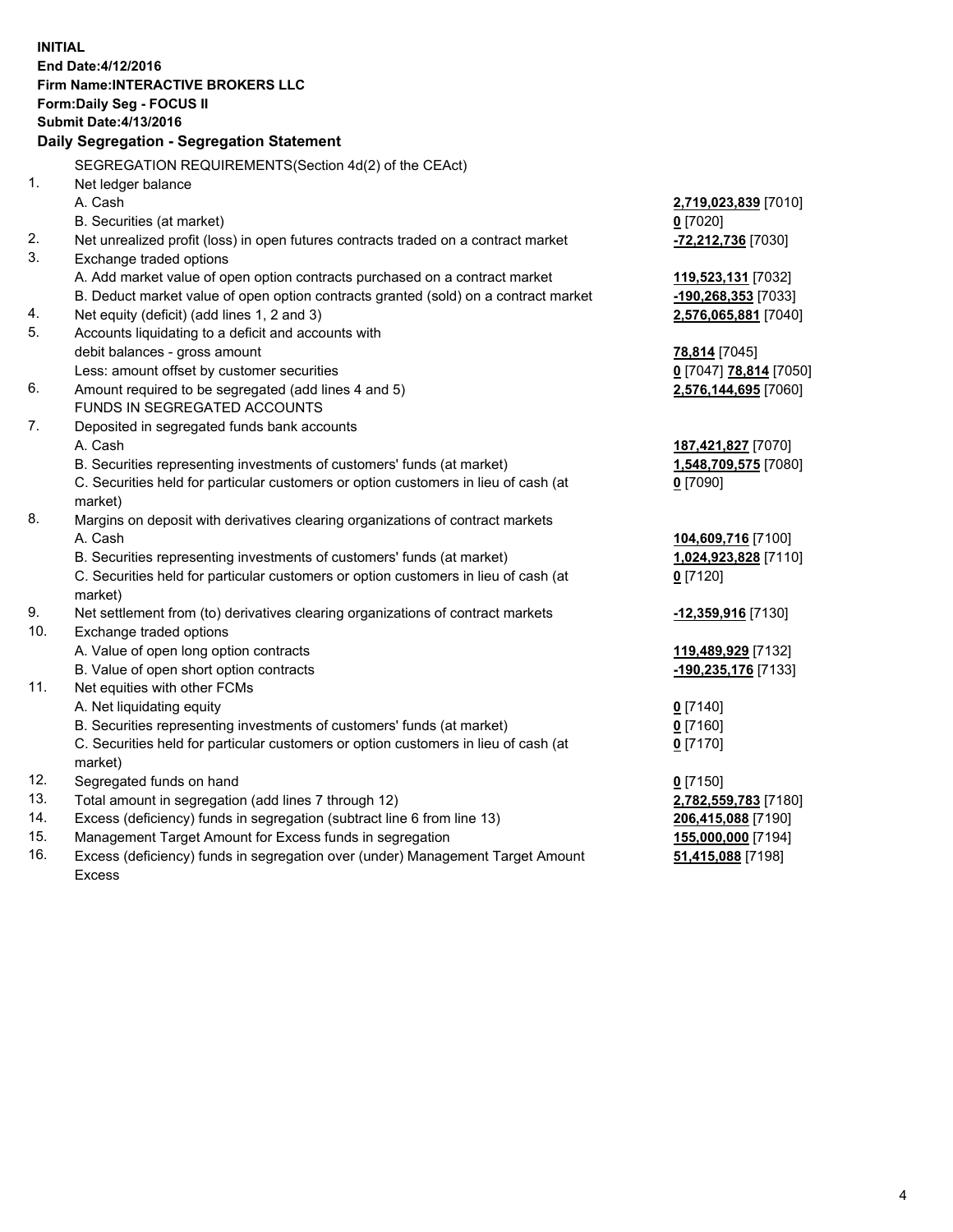**INITIAL**
**End Date:4/12/2016**
**Firm Name:INTERACTIVE BROKERS LLC**
**Form:Daily Seg - FOCUS II**
**Submit Date:4/13/2016**

**Daily Segregation - Segregation Statement**

| | | |
|---|---|---|
| | SEGREGATION REQUIREMENTS(Section 4d(2) of the CEAct) | |
| 1. | Net ledger balance | |
| | A. Cash | **2,719,023,839** [7010] |
| | B. Securities (at market) | **0** [7020] |
| 2. | Net unrealized profit (loss) in open futures contracts traded on a contract market | **-72,212,736** [7030] |
| 3. | Exchange traded options | |
| | A. Add market value of open option contracts purchased on a contract market | **119,523,131** [7032] |
| | B. Deduct market value of open option contracts granted (sold) on a contract market | **-190,268,353** [7033] |
| 4. | Net equity (deficit) (add lines 1, 2 and 3) | **2,576,065,881** [7040] |
| 5. | Accounts liquidating to a deficit and accounts with | |
| | debit balances - gross amount | **78,814** [7045] |
| | Less: amount offset by customer securities | **0** [7047] **78,814** [7050] |
| 6. | Amount required to be segregated (add lines 4 and 5) | **2,576,144,695** [7060] |
| | FUNDS IN SEGREGATED ACCOUNTS | |
| 7. | Deposited in segregated funds bank accounts | |
| | A. Cash | **187,421,827** [7070] |
| | B. Securities representing investments of customers' funds (at market) | **1,548,709,575** [7080] |
| | C. Securities held for particular customers or option customers in lieu of cash (at market) | **0** [7090] |
| 8. | Margins on deposit with derivatives clearing organizations of contract markets | |
| | A. Cash | **104,609,716** [7100] |
| | B. Securities representing investments of customers' funds (at market) | **1,024,923,828** [7110] |
| | C. Securities held for particular customers or option customers in lieu of cash (at market) | **0** [7120] |
| 9. | Net settlement from (to) derivatives clearing organizations of contract markets | **-12,359,916** [7130] |
| 10. | Exchange traded options | |
| | A. Value of open long option contracts | **119,489,929** [7132] |
| | B. Value of open short option contracts | **-190,235,176** [7133] |
| 11. | Net equities with other FCMs | |
| | A. Net liquidating equity | **0** [7140] |
| | B. Securities representing investments of customers' funds (at market) | **0** [7160] |
| | C. Securities held for particular customers or option customers in lieu of cash (at market) | **0** [7170] |
| 12. | Segregated funds on hand | **0** [7150] |
| 13. | Total amount in segregation (add lines 7 through 12) | **2,782,559,783** [7180] |
| 14. | Excess (deficiency) funds in segregation (subtract line 6 from line 13) | **206,415,088** [7190] |
| 15. | Management Target Amount for Excess funds in segregation | **155,000,000** [7194] |
| 16. | Excess (deficiency) funds in segregation over (under) Management Target Amount Excess | **51,415,088** [7198] |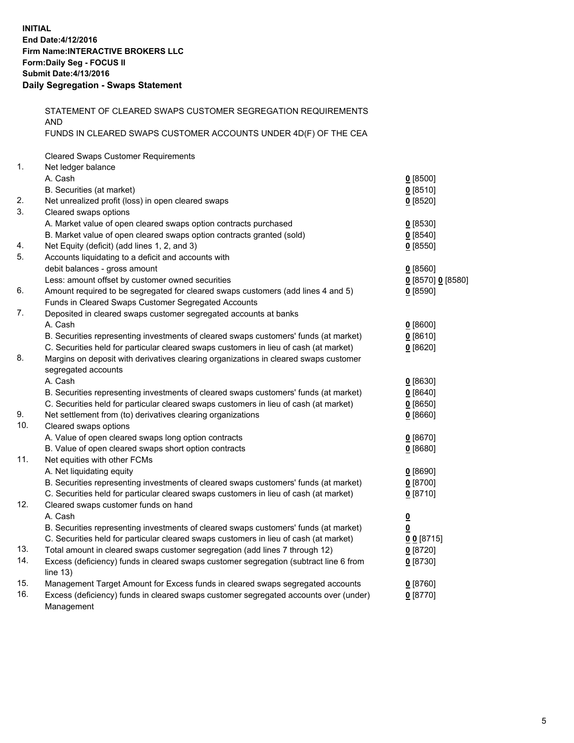**INITIAL**
**End Date:4/12/2016**
**Firm Name:INTERACTIVE BROKERS LLC**
**Form:Daily Seg - FOCUS II**
**Submit Date:4/13/2016**
**Daily Segregation - Swaps Statement**

STATEMENT OF CLEARED SWAPS CUSTOMER SEGREGATION REQUIREMENTS
AND
FUNDS IN CLEARED SWAPS CUSTOMER ACCOUNTS UNDER 4D(F) OF THE CEA

| | | |
|---|---|---|
| | Cleared Swaps Customer Requirements | |
| 1. | Net ledger balance | |
| | A. Cash | 0 [8500] |
| | B. Securities (at market) | 0 [8510] |
| 2. | Net unrealized profit (loss) in open cleared swaps | 0 [8520] |
| 3. | Cleared swaps options | |
| | A. Market value of open cleared swaps option contracts purchased | 0 [8530] |
| | B. Market value of open cleared swaps option contracts granted (sold) | 0 [8540] |
| 4. | Net Equity (deficit) (add lines 1, 2, and 3) | 0 [8550] |
| 5. | Accounts liquidating to a deficit and accounts with | |
| | debit balances - gross amount | 0 [8560] |
| | Less: amount offset by customer owned securities | 0 [8570] 0 [8580] |
| 6. | Amount required to be segregated for cleared swaps customers (add lines 4 and 5) | 0 [8590] |
| | Funds in Cleared Swaps Customer Segregated Accounts | |
| 7. | Deposited in cleared swaps customer segregated accounts at banks | |
| | A. Cash | 0 [8600] |
| | B. Securities representing investments of cleared swaps customers' funds (at market) | 0 [8610] |
| | C. Securities held for particular cleared swaps customers in lieu of cash (at market) | 0 [8620] |
| 8. | Margins on deposit with derivatives clearing organizations in cleared swaps customer segregated accounts | |
| | A. Cash | 0 [8630] |
| | B. Securities representing investments of cleared swaps customers' funds (at market) | 0 [8640] |
| | C. Securities held for particular cleared swaps customers in lieu of cash (at market) | 0 [8650] |
| 9. | Net settlement from (to) derivatives clearing organizations | 0 [8660] |
| 10. | Cleared swaps options | |
| | A. Value of open cleared swaps long option contracts | 0 [8670] |
| | B. Value of open cleared swaps short option contracts | 0 [8680] |
| 11. | Net equities with other FCMs | |
| | A. Net liquidating equity | 0 [8690] |
| | B. Securities representing investments of cleared swaps customers' funds (at market) | 0 [8700] |
| | C. Securities held for particular cleared swaps customers in lieu of cash (at market) | 0 [8710] |
| 12. | Cleared swaps customer funds on hand | |
| | A. Cash | 0 |
| | B. Securities representing investments of cleared swaps customers' funds (at market) | 0 |
| | C. Securities held for particular cleared swaps customers in lieu of cash (at market) | 0 0 [8715] |
| 13. | Total amount in cleared swaps customer segregation (add lines 7 through 12) | 0 [8720] |
| 14. | Excess (deficiency) funds in cleared swaps customer segregation (subtract line 6 from line 13) | 0 [8730] |
| 15. | Management Target Amount for Excess funds in cleared swaps segregated accounts | 0 [8760] |
| 16. | Excess (deficiency) funds in cleared swaps customer segregated accounts over (under) Management | 0 [8770] |